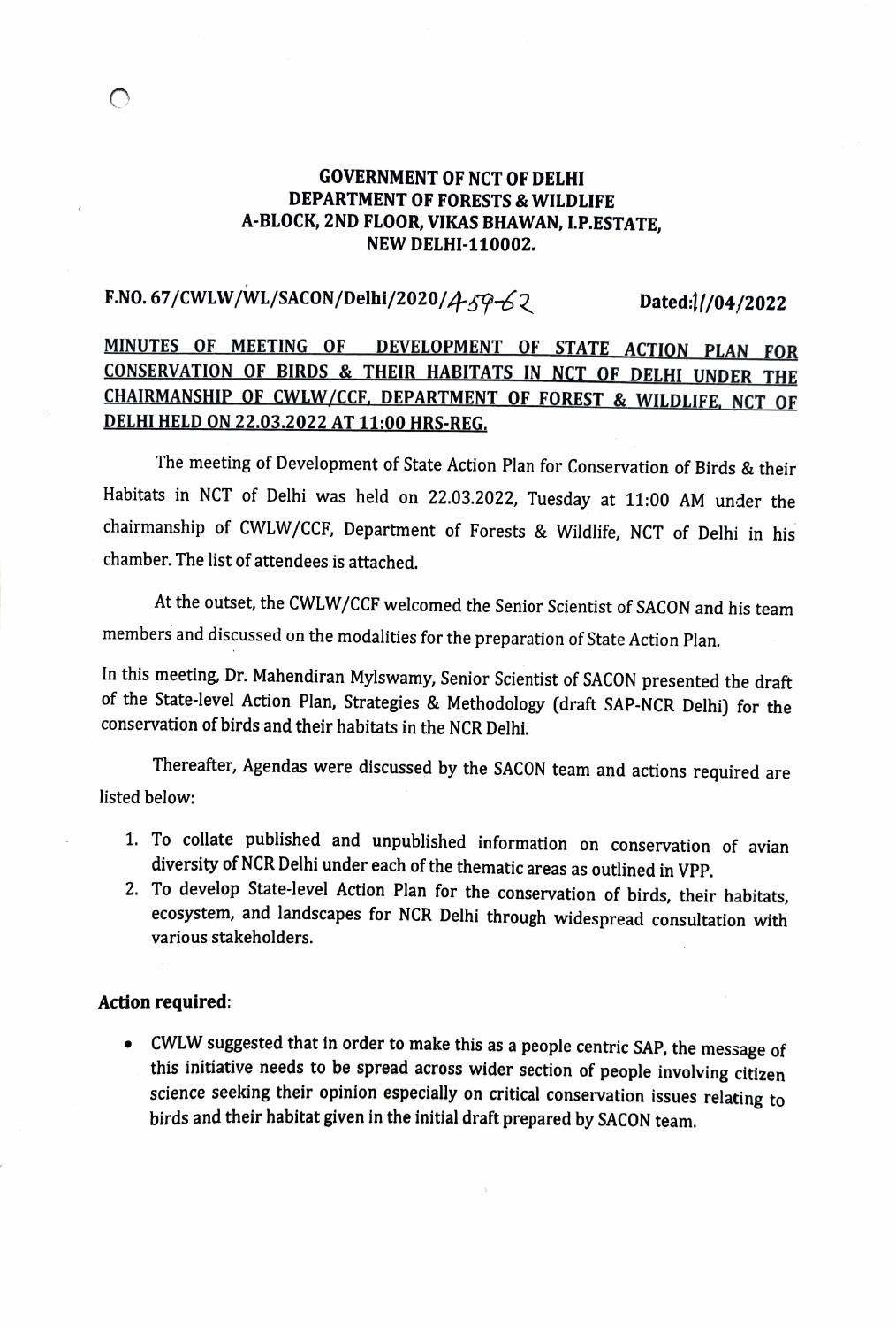**GOVERNMENT OF NCT OF DELHI**
**DEPARTMENT OF FORESTS & WILDLIFE**
**A-BLOCK, 2ND FLOOR, VIKAS BHAWAN, I.P.ESTATE,**
**NEW DELHI-110002.**

**F.NO. 67/CWLW/WL/SACON/Delhi/2020/459-62** **Dated:11/04/2022**

**MINUTES OF MEETING OF DEVELOPMENT OF STATE ACTION PLAN FOR CONSERVATION OF BIRDS & THEIR HABITATS IN NCT OF DELHI UNDER THE CHAIRMANSHIP OF CWLW/CCF, DEPARTMENT OF FOREST & WILDLIFE, NCT OF DELHI HELD ON 22.03.2022 AT 11:00 HRS-REG.**

The meeting of Development of State Action Plan for Conservation of Birds & their Habitats in NCT of Delhi was held on 22.03.2022, Tuesday at 11:00 AM under the chairmanship of CWLW/CCF, Department of Forests & Wildlife, NCT of Delhi in his chamber. The list of attendees is attached.

At the outset, the CWLW/CCF welcomed the Senior Scientist of SACON and his team members and discussed on the modalities for the preparation of State Action Plan.

In this meeting, Dr. Mahendiran Mylswamy, Senior Scientist of SACON presented the draft of the State-level Action Plan, Strategies & Methodology (draft SAP-NCR Delhi) for the conservation of birds and their habitats in the NCR Delhi.

Thereafter, Agendas were discussed by the SACON team and actions required are listed below:

1. To collate published and unpublished information on conservation of avian diversity of NCR Delhi under each of the thematic areas as outlined in VPP.
2. To develop State-level Action Plan for the conservation of birds, their habitats, ecosystem, and landscapes for NCR Delhi through widespread consultation with various stakeholders.

**Action required:**

- CWLW suggested that in order to make this as a people centric SAP, the message of this initiative needs to be spread across wider section of people involving citizen science seeking their opinion especially on critical conservation issues relating to birds and their habitat given in the initial draft prepared by SACON team.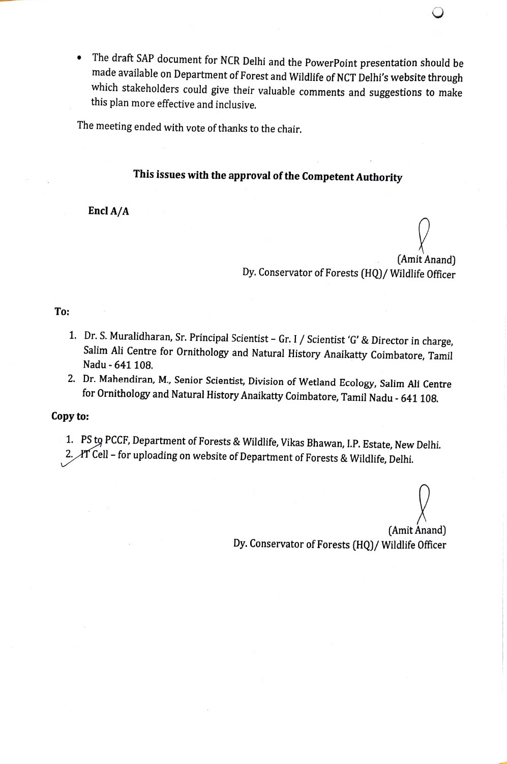- The draft SAP document for NCR Delhi and the PowerPoint presentation should be made available on Department of Forest and Wildlife of NCT Delhi's website through which stakeholders could give their valuable comments and suggestions to make this plan more effective and inclusive.

The meeting ended with vote of thanks to the chair.

**This issues with the approval of the Competent Authority**

**Encl A/A**

(Amit Anand)
Dy. Conservator of Forests (HQ)/ Wildlife Officer

**To:**

1. Dr. S. Muralidharan, Sr. Principal Scientist – Gr. I / Scientist 'G' & Director in charge, Salim Ali Centre for Ornithology and Natural History Anaikatty Coimbatore, Tamil Nadu - 641 108.
2. Dr. Mahendiran, M., Senior Scientist, Division of Wetland Ecology, Salim Ali Centre for Ornithology and Natural History Anaikatty Coimbatore, Tamil Nadu - 641 108.

**Copy to:**

1. PS to PCCF, Department of Forests & Wildlife, Vikas Bhawan, I.P. Estate, New Delhi.
2. IT Cell – for uploading on website of Department of Forests & Wildlife, Delhi.

(Amit Anand)
Dy. Conservator of Forests (HQ)/ Wildlife Officer